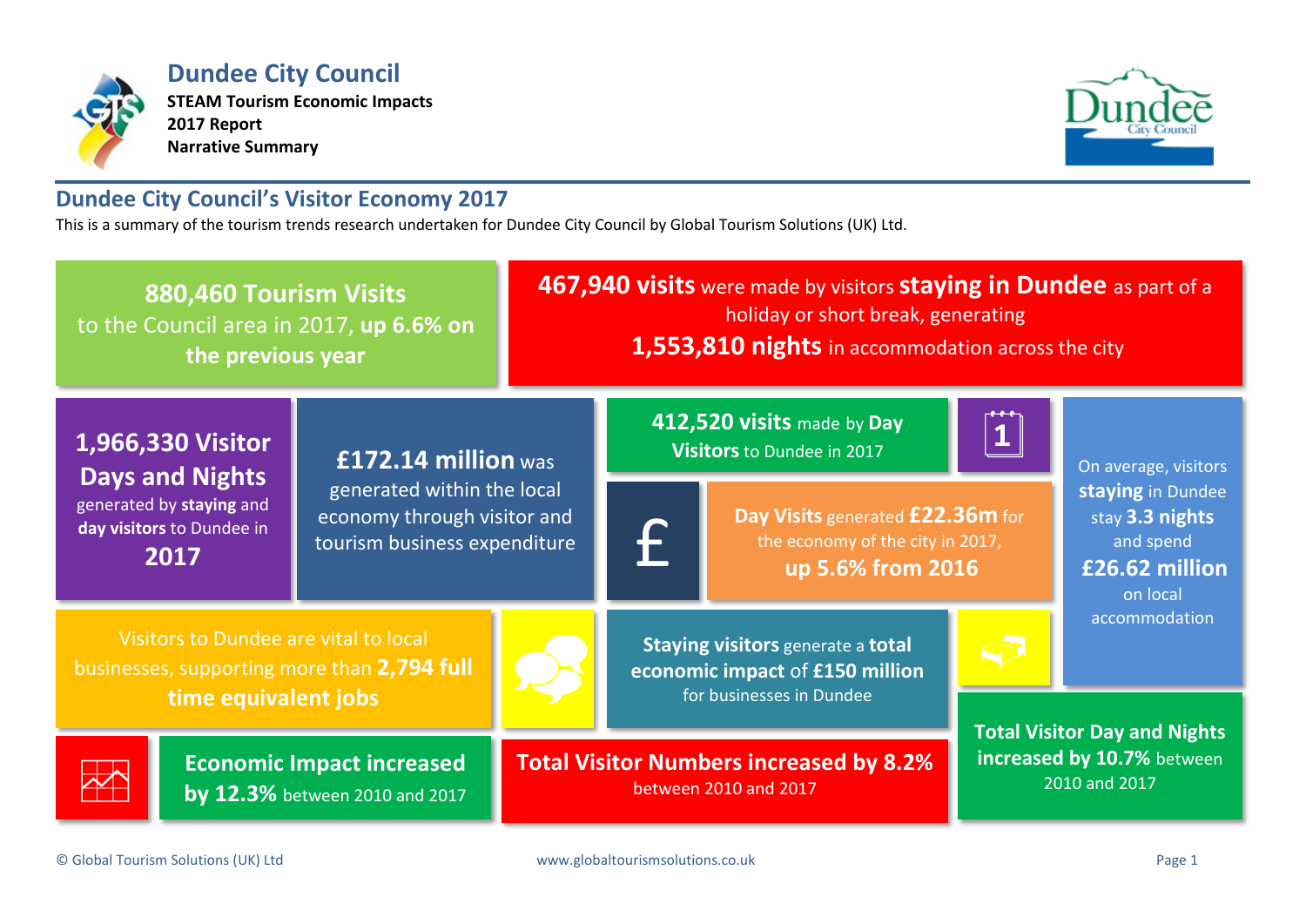# Dundee City Council

**STEAM Tourism Economic Impacts**
**2017 Report**
**Narrative Summary**

## Dundee City Council's Visitor Economy 2017

This is a summary of the tourism trends research undertaken for Dundee City Council by Global Tourism Solutions (UK) Ltd.

**880,460 Tourism Visits** to the Council area in 2017, **up 6.6% on the previous year**

**467,940 visits** were made by visitors **staying in Dundee** as part of a holiday or short break, generating **1,553,810 nights** in accommodation across the city

**1,966,330 Visitor Days and Nights** generated by **staying** and **day visitors** to Dundee in **2017**

**£172.14 million** was generated within the local economy through visitor and tourism business expenditure

**412,520 visits** made by **Day Visitors** to Dundee in 2017

**Day Visits** generated **£22.36m** for the economy of the city in 2017, **up 5.6% from 2016**

On average, visitors **staying** in Dundee stay **3.3 nights** and spend **£26.62 million** on local accommodation

Visitors to Dundee are vital to local businesses, supporting more than **2,794 full time equivalent jobs**

**Staying visitors** generate a **total economic impact** of **£150 million** for businesses in Dundee

**Economic Impact increased by 12.3%** between 2010 and 2017

**Total Visitor Numbers increased by 8.2%** between 2010 and 2017

**Total Visitor Day and Nights increased by 10.7%** between 2010 and 2017

© Global Tourism Solutions (UK) Ltd www.globaltourismsolutions.co.uk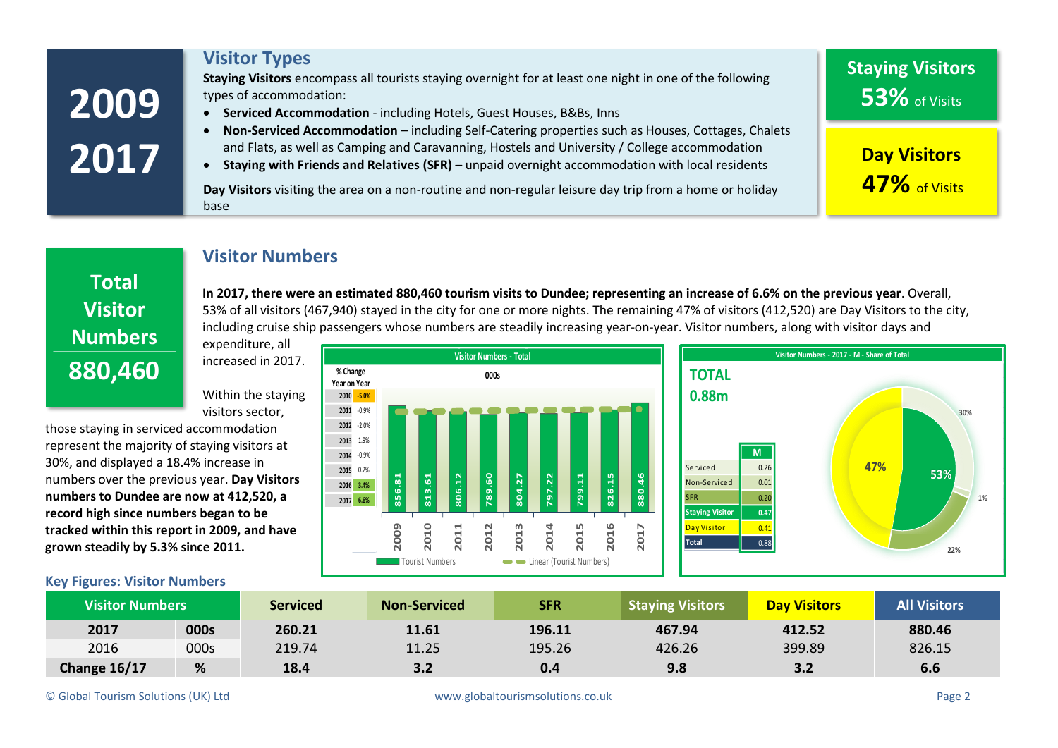# 2009 2017

## Visitor Types

**Staying Visitors** encompass all tourists staying overnight for at least one night in one of the following types of accommodation:

- **Serviced Accommodation** - including Hotels, Guest Houses, B&Bs, Inns
- **Non-Serviced Accommodation** – including Self-Catering properties such as Houses, Cottages, Chalets and Flats, as well as Camping and Caravanning, Hostels and University / College accommodation
- **Staying with Friends and Relatives (SFR)** – unpaid overnight accommodation with local residents

**Day Visitors** visiting the area on a non-routine and non-regular leisure day trip from a home or holiday base

**Staying Visitors**
**53%** of Visits

**Day Visitors**
**47%** of Visits

**Total Visitor Numbers**
**880,460**

## Visitor Numbers

**In 2017, there were an estimated 880,460 tourism visits to Dundee; representing an increase of 6.6% on the previous year**. Overall, 53% of all visitors (467,940) stayed in the city for one or more nights. The remaining 47% of visitors (412,520) are Day Visitors to the city, including cruise ship passengers whose numbers are steadily increasing year-on-year. Visitor numbers, along with visitor days and expenditure, all increased in 2017.

Within the staying visitors sector, those staying in serviced accommodation represent the majority of staying visitors at 30%, and displayed a 18.4% increase in numbers over the previous year. **Day Visitors numbers to Dundee are now at 412,520, a record high since numbers began to be tracked within this report in 2009, and have grown steadily by 5.3% since 2011.**

Visitor Numbers - Total

000s

% Change Year on Year

2010 -5.0%
2011 -0.9%
2012 -2.0%
2013 1.9%
2014 -0.9%
2015 0.2%
2016 3.4%
2017 6.6%

856.81 813.61 806.12 789.60 804.27 797.22 799.11 826.15 880.46

2009 2010 2011 2012 2013 2014 2015 2016 2017

Tourist Numbers  Linear (Tourist Numbers)

Visitor Numbers - 2017 - M - Share of Total

TOTAL
0.88m

| | M |
|---|---|
| Serviced | 0.26 |
| Non-Serviced | 0.01 |
| SFR | 0.20 |
| Staying Visitor | 0.47 |
| Day Visitor | 0.41 |
| Total | 0.88 |

47% 53% 30% 1% 22%

### Key Figures: Visitor Numbers

| Visitor Numbers | | Serviced | Non-Serviced | SFR | Staying Visitors | Day Visitors | All Visitors |
|---|---|---|---|---|---|---|---|
| **2017** | **000s** | **260.21** | **11.61** | **196.11** | **467.94** | **412.52** | **880.46** |
| 2016 | 000s | 219.74 | 11.25 | 195.26 | 426.26 | 399.89 | 826.15 |
| **Change 16/17** | **%** | **18.4** | **3.2** | **0.4** | **9.8** | **3.2** | **6.6** |

© Global Tourism Solutions (UK) Ltd www.globaltourismsolutions.co.uk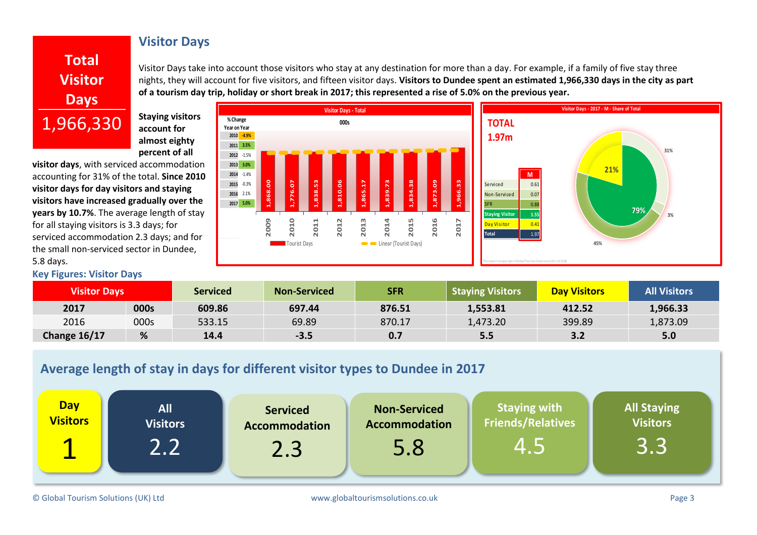# Total Visitor Days

1,966,330

## Visitor Days

Visitor Days take into account those visitors who stay at any destination for more than a day. For example, if a family of five stay three nights, they will account for five visitors, and fifteen visitor days. **Visitors to Dundee spent an estimated 1,966,330 days in the city as part of a tourism day trip, holiday or short break in 2017; this represented a rise of 5.0% on the previous year.**

**Staying visitors account for almost eighty percent of all visitor days**, with serviced accommodation accounting for 31% of the total. **Since 2010 visitor days for day visitors and staying visitors have increased gradually over the years by 10.7%**. The average length of stay for all staying visitors is 3.3 days; for serviced accommodation 2.3 days; and for the small non-serviced sector in Dundee, 5.8 days.

Visitor Days - Total

000s

% Change Year on Year

2010 -4.9%
2011 3.5%
2012 -1.5%
2013 3.0%
2014 -1.4%
2015 -0.3%
2016 2.1%
2017 5.0%

2009: 1,868.00
2010: 1,776.07
2011: 1,838.53
2012: 1,810.06
2013: 1,865.17
2014: 1,839.73
2015: 1,834.38
2016: 1,873.09
2017: 1,966.33

Tourist Days — Linear (Tourist Days)

Visitor Days - 2017 - M - Share of Total

TOTAL
1.97m

M
Serviced 0.61
Non-Serviced 0.07
SFR 0.88
Staying Visitor 1.55
Day Visitor 0.41
Total 1.97

21%
79%
31%
3%
45%

This report is copyright ©Global Tourism Solutions (UK) Ltd 2018

### Key Figures: Visitor Days

| Visitor Days | | Serviced | Non-Serviced | SFR | Staying Visitors | Day Visitors | All Visitors |
|---|---|---|---|---|---|---|---|
| **2017** | **000s** | **609.86** | **697.44** | **876.51** | **1,553.81** | **412.52** | **1,966.33** |
| 2016 | 000s | 533.15 | 69.89 | 870.17 | 1,473.20 | 399.89 | 1,873.09 |
| **Change 16/17** | **%** | **14.4** | **-3.5** | **0.7** | **5.5** | **3.2** | **5.0** |

## Average length of stay in days for different visitor types to Dundee in 2017

- **Day Visitors**: 1
- **All Visitors**: 2.2
- **Serviced Accommodation**: 2.3
- **Non-Serviced Accommodation**: 5.8
- **Staying with Friends/Relatives**: 4.5
- **All Staying Visitors**: 3.3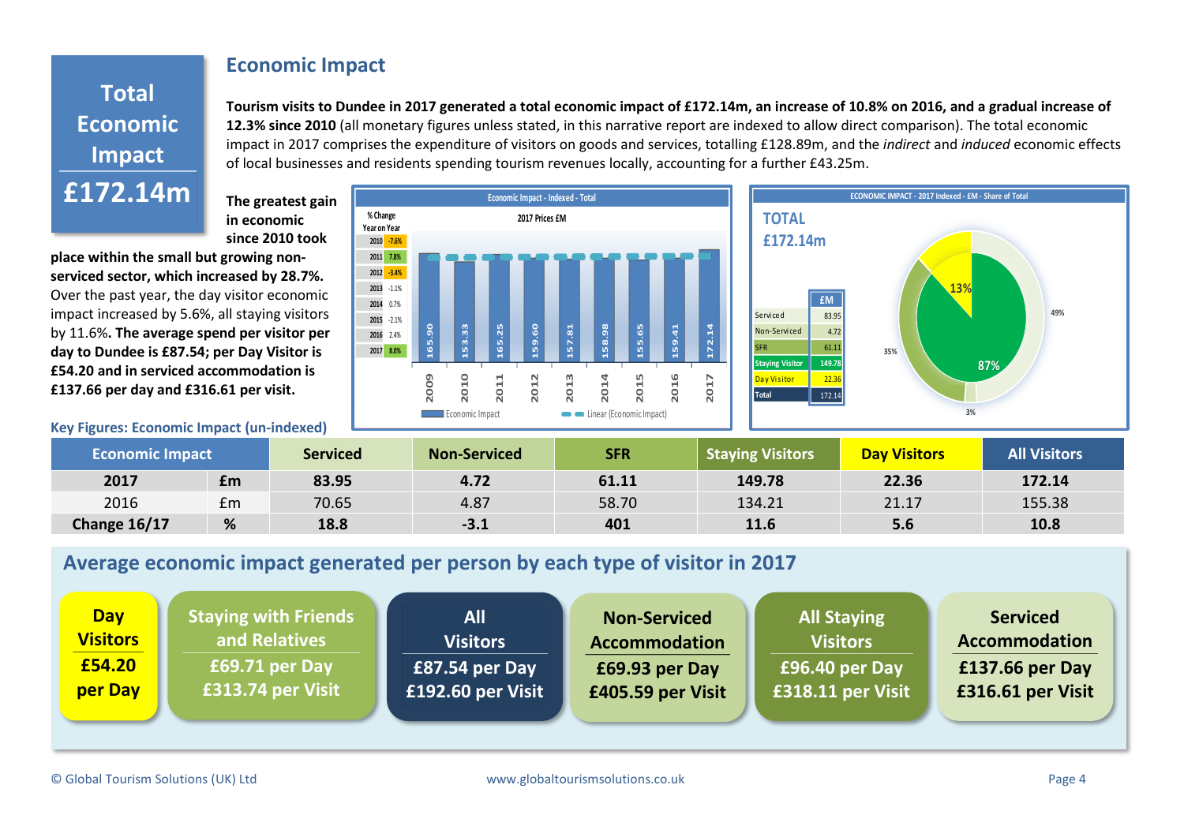## Total Economic Impact

**£172.14m**

## Economic Impact

**Tourism visits to Dundee in 2017 generated a total economic impact of £172.14m, an increase of 10.8% on 2016, and a gradual increase of 12.3% since 2010** (all monetary figures unless stated, in this narrative report are indexed to allow direct comparison). The total economic impact in 2017 comprises the expenditure of visitors on goods and services, totalling £128.89m, and the *indirect* and *induced* economic effects of local businesses and residents spending tourism revenues locally, accounting for a further £43.25m.

**The greatest gain in economic impact since 2010 took place within the small but growing non-serviced sector, which increased by 28.7%.** Over the past year, the day visitor economic impact increased by 5.6%, all staying visitors by 11.6%**. The average spend per visitor per day to Dundee is £87.54; per Day Visitor is £54.20 and in serviced accommodation is £137.66 per day and £316.61 per visit.**

Economic Impact - Indexed - Total

2017 Prices £M

% Change Year on Year

2010 -7.6%
2011 7.8%
2012 -3.4%
2013 -1.1%
2014 0.7%
2015 -2.1%
2016 2.4%
2017 8.0%

2009: 165.90
2010: 153.33
2011: 165.25
2012: 159.60
2013: 157.81
2014: 158.98
2015: 155.65
2016: 159.41
2017: 172.14

Economic Impact | Linear (Economic Impact)

ECONOMIC IMPACT - 2017 Indexed - £M - Share of Total

TOTAL £172.14m

£M
Serviced 83.95
Non-Serviced 4.72
SFR 61.11
Staying Visitor 149.78
Day Visitor 22.36
Total 172.14

13%
87%
49%
35%
3%

### Key Figures: Economic Impact (un-indexed)

| Economic Impact | | Serviced | Non-Serviced | SFR | Staying Visitors | Day Visitors | All Visitors |
|---|---|---|---|---|---|---|---|
| **2017** | **£m** | **83.95** | **4.72** | **61.11** | **149.78** | **22.36** | **172.14** |
| 2016 | £m | 70.65 | 4.87 | 58.70 | 134.21 | 21.17 | 155.38 |
| **Change 16/17** | **%** | **18.8** | **-3.1** | **401** | **11.6** | **5.6** | **10.8** |

## Average economic impact generated per person by each type of visitor in 2017

**Day Visitors**
**£54.20 per Day**

**Staying with Friends and Relatives**
**£69.71 per Day**
**£313.74 per Visit**

**All Visitors**
**£87.54 per Day**
**£192.60 per Visit**

**Non-Serviced Accommodation**
**£69.93 per Day**
**£405.59 per Visit**

**All Staying Visitors**
**£96.40 per Day**
**£318.11 per Visit**

**Serviced Accommodation**
**£137.66 per Day**
**£316.61 per Visit**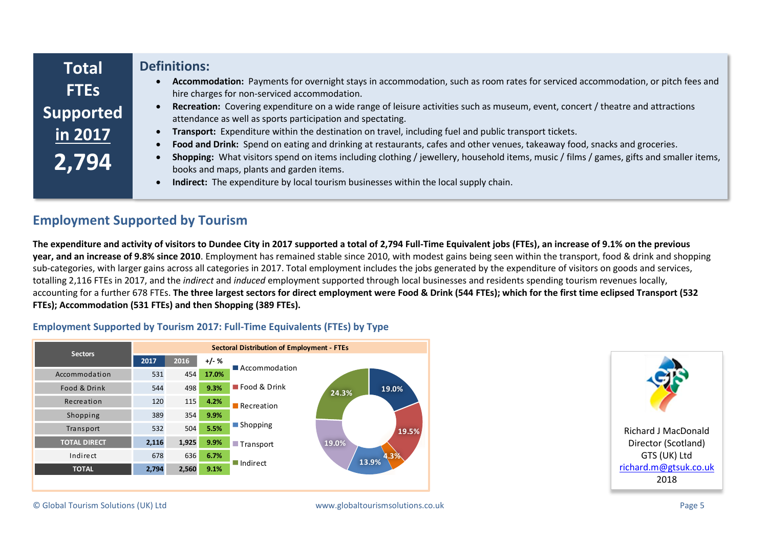**Total FTEs Supported in 2017**

**2,794**

## Definitions:

- **Accommodation:** Payments for overnight stays in accommodation, such as room rates for serviced accommodation, or pitch fees and hire charges for non-serviced accommodation.
- **Recreation:** Covering expenditure on a wide range of leisure activities such as museum, event, concert / theatre and attractions attendance as well as sports participation and spectating.
- **Transport:** Expenditure within the destination on travel, including fuel and public transport tickets.
- **Food and Drink:** Spend on eating and drinking at restaurants, cafes and other venues, takeaway food, snacks and groceries.
- **Shopping:** What visitors spend on items including clothing / jewellery, household items, music / films / games, gifts and smaller items, books and maps, plants and garden items.
- **Indirect:** The expenditure by local tourism businesses within the local supply chain.

## Employment Supported by Tourism

**The expenditure and activity of visitors to Dundee City in 2017 supported a total of 2,794 Full-Time Equivalent jobs (FTEs), an increase of 9.1% on the previous year, and an increase of 9.8% since 2010**. Employment has remained stable since 2010, with modest gains being seen within the transport, food & drink and shopping sub-categories, with larger gains across all categories in 2017. Total employment includes the jobs generated by the expenditure of visitors on goods and services, totalling 2,116 FTEs in 2017, and the *indirect* and *induced* employment supported through local businesses and residents spending tourism revenues locally, accounting for a further 678 FTEs. **The three largest sectors for direct employment were Food & Drink (544 FTEs); which for the first time eclipsed Transport (532 FTEs); Accommodation (531 FTEs) and then Shopping (389 FTEs).**

### Employment Supported by Tourism 2017: Full-Time Equivalents (FTEs) by Type

Sectoral Distribution of Employment - FTEs

| Sectors | 2017 | 2016 | +/- % |
|---|---|---|---|
| Accommodation | 531 | 454 | 17.0% |
| Food & Drink | 544 | 498 | 9.3% |
| Recreation | 120 | 115 | 4.2% |
| Shopping | 389 | 354 | 9.9% |
| Transport | 532 | 504 | 5.5% |
| TOTAL DIRECT | 2,116 | 1,925 | 9.9% |
| Indirect | 678 | 636 | 6.7% |
| TOTAL | 2,794 | 2,560 | 9.1% |

Accommodation
Food & Drink
Recreation
Shopping
Transport
Indirect

19.0%
19.5%
4.3%
13.9%
19.0%
24.3%

Richard J MacDonald
Director (Scotland)
GTS (UK) Ltd
richard.m@gtsuk.co.uk
2018

© Global Tourism Solutions (UK) Ltd www.globaltourismsolutions.co.uk